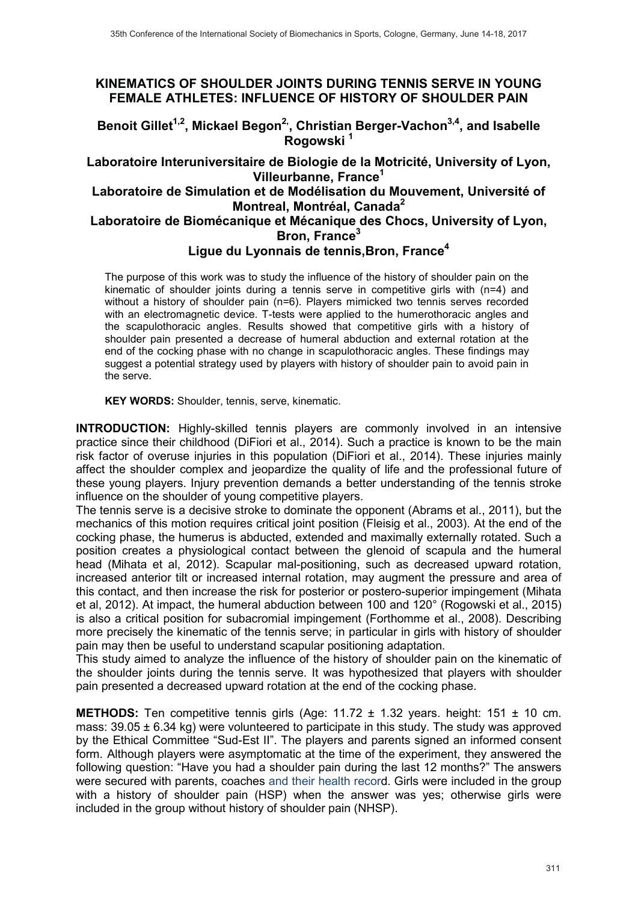# KINEMATICS OF SHOULDER JOINTS DURING TENNIS SERVE IN YOUNG FEMALE ATHLETES: INFLUENCE OF HISTORY OF SHOULDER PAIN

**Benoit Gillet[1,2], Mickael Begon[2], Christian Berger-Vachon[3,4], and Isabelle Rogowski [1]**

**Laboratoire Interuniversitaire de Biologie de la Motricité, University of Lyon, Villeurbanne, France[1]**

**Laboratoire de Simulation et de Modélisation du Mouvement, Université of Montreal, Montréal, Canada[2]**

**Laboratoire de Biomécanique et Mécanique des Chocs, University of Lyon, Bron, France[3]**

**Ligue du Lyonnais de tennis,Bron, France[4]**

The purpose of this work was to study the influence of the history of shoulder pain on the kinematic of shoulder joints during a tennis serve in competitive girls with (n=4) and without a history of shoulder pain (n=6). Players mimicked two tennis serves recorded with an electromagnetic device. T-tests were applied to the humerothoracic angles and the scapulothoracic angles. Results showed that competitive girls with a history of shoulder pain presented a decrease of humeral abduction and external rotation at the end of the cocking phase with no change in scapulothoracic angles. These findings may suggest a potential strategy used by players with history of shoulder pain to avoid pain in the serve.

**KEY WORDS:** Shoulder, tennis, serve, kinematic.

**INTRODUCTION:** Highly-skilled tennis players are commonly involved in an intensive practice since their childhood (DiFiori et al., 2014). Such a practice is known to be the main risk factor of overuse injuries in this population (DiFiori et al., 2014). These injuries mainly affect the shoulder complex and jeopardize the quality of life and the professional future of these young players. Injury prevention demands a better understanding of the tennis stroke influence on the shoulder of young competitive players.

The tennis serve is a decisive stroke to dominate the opponent (Abrams et al., 2011), but the mechanics of this motion requires critical joint position (Fleisig et al., 2003). At the end of the cocking phase, the humerus is abducted, extended and maximally externally rotated. Such a position creates a physiological contact between the glenoid of scapula and the humeral head (Mihata et al, 2012). Scapular mal-positioning, such as decreased upward rotation, increased anterior tilt or increased internal rotation, may augment the pressure and area of this contact, and then increase the risk for posterior or postero-superior impingement (Mihata et al, 2012). At impact, the humeral abduction between 100 and 120° (Rogowski et al., 2015) is also a critical position for subacromial impingement (Forthomme et al., 2008). Describing more precisely the kinematic of the tennis serve; in particular in girls with history of shoulder pain may then be useful to understand scapular positioning adaptation.

This study aimed to analyze the influence of the history of shoulder pain on the kinematic of the shoulder joints during the tennis serve. It was hypothesized that players with shoulder pain presented a decreased upward rotation at the end of the cocking phase.

**METHODS:** Ten competitive tennis girls (Age: 11.72 ± 1.32 years. height: 151 ± 10 cm. mass: 39.05 ± 6.34 kg) were volunteered to participate in this study. The study was approved by the Ethical Committee "Sud-Est II". The players and parents signed an informed consent form. Although players were asymptomatic at the time of the experiment, they answered the following question: "Have you had a shoulder pain during the last 12 months?" The answers were secured with parents, coaches and their health record. Girls were included in the group with a history of shoulder pain (HSP) when the answer was yes; otherwise girls were included in the group without history of shoulder pain (NHSP).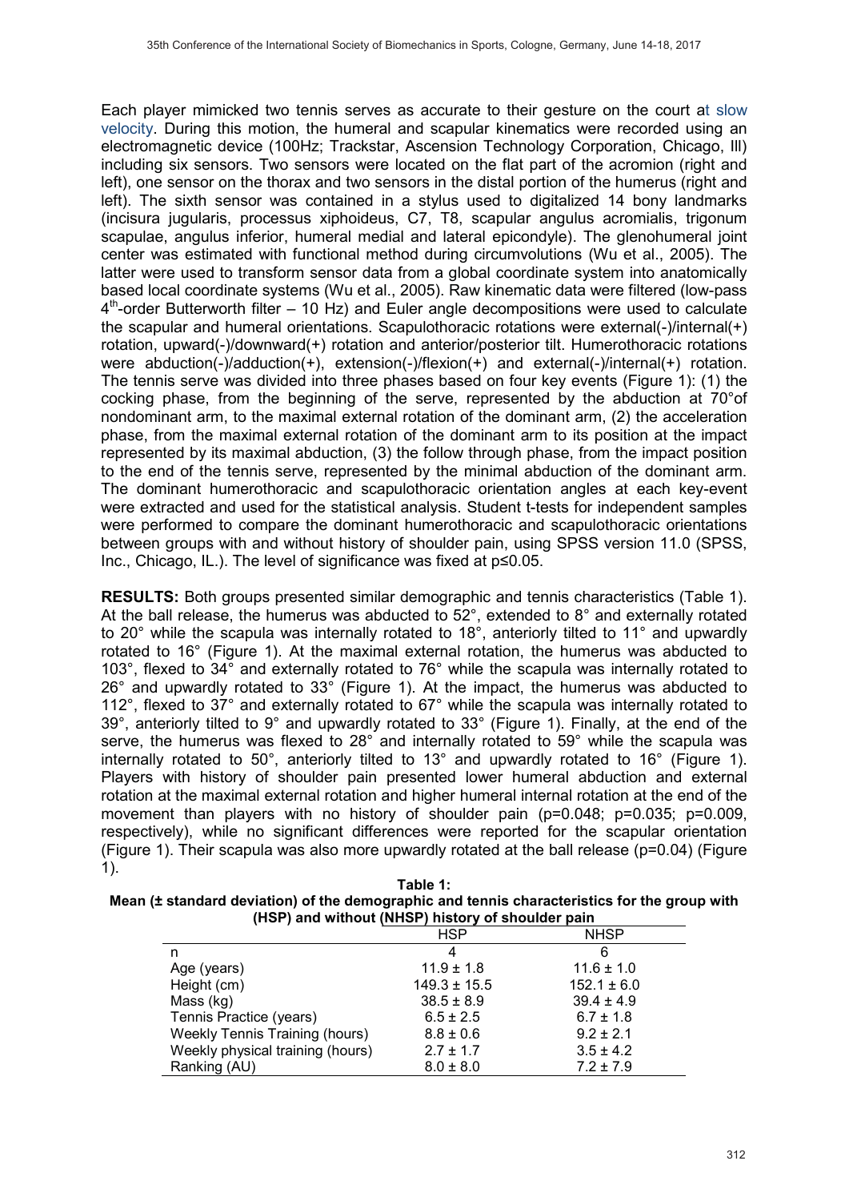Each player mimicked two tennis serves as accurate to their gesture on the court at slow velocity. During this motion, the humeral and scapular kinematics were recorded using an electromagnetic device (100Hz; Trackstar, Ascension Technology Corporation, Chicago, Ill) including six sensors. Two sensors were located on the flat part of the acromion (right and left), one sensor on the thorax and two sensors in the distal portion of the humerus (right and left). The sixth sensor was contained in a stylus used to digitalized 14 bony landmarks (incisura jugularis, processus xiphoideus, C7, T8, scapular angulus acromialis, trigonum scapulae, angulus inferior, humeral medial and lateral epicondyle). The glenohumeral joint center was estimated with functional method during circumvolutions (Wu et al., 2005). The latter were used to transform sensor data from a global coordinate system into anatomically based local coordinate systems (Wu et al., 2005). Raw kinematic data were filtered (low-pass $4^{th}$-order Butterworth filter – 10 Hz) and Euler angle decompositions were used to calculate the scapular and humeral orientations. Scapulothoracic rotations were external(-)/internal(+) rotation, upward(-)/downward(+) rotation and anterior/posterior tilt. Humerothoracic rotations were abduction(-)/adduction(+), extension(-)/flexion(+) and external(-)/internal(+) rotation. The tennis serve was divided into three phases based on four key events (Figure 1): (1) the cocking phase, from the beginning of the serve, represented by the abduction at 70°of nondominant arm, to the maximal external rotation of the dominant arm, (2) the acceleration phase, from the maximal external rotation of the dominant arm to its position at the impact represented by its maximal abduction, (3) the follow through phase, from the impact position to the end of the tennis serve, represented by the minimal abduction of the dominant arm. The dominant humerothoracic and scapulothoracic orientation angles at each key-event were extracted and used for the statistical analysis. Student t-tests for independent samples were performed to compare the dominant humerothoracic and scapulothoracic orientations between groups with and without history of shoulder pain, using SPSS version 11.0 (SPSS, Inc., Chicago, IL.). The level of significance was fixed at $p \leq 0.05$.

**RESULTS:** Both groups presented similar demographic and tennis characteristics (Table 1). At the ball release, the humerus was abducted to 52°, extended to 8° and externally rotated to 20° while the scapula was internally rotated to 18°, anteriorly tilted to 11° and upwardly rotated to 16° (Figure 1). At the maximal external rotation, the humerus was abducted to 103°, flexed to 34° and externally rotated to 76° while the scapula was internally rotated to 26° and upwardly rotated to 33° (Figure 1). At the impact, the humerus was abducted to 112°, flexed to 37° and externally rotated to 67° while the scapula was internally rotated to 39°, anteriorly tilted to 9° and upwardly rotated to 33° (Figure 1). Finally, at the end of the serve, the humerus was flexed to 28° and internally rotated to 59° while the scapula was internally rotated to 50°, anteriorly tilted to 13° and upwardly rotated to 16° (Figure 1). Players with history of shoulder pain presented lower humeral abduction and external rotation at the maximal external rotation and higher humeral internal rotation at the end of the movement than players with no history of shoulder pain ($p=0.048$; $p=0.035$; $p=0.009$, respectively), while no significant differences were reported for the scapular orientation (Figure 1). Their scapula was also more upwardly rotated at the ball release ($p=0.04$) (Figure 1).

**Table 1: Mean (± standard deviation) of the demographic and tennis characteristics for the group with (HSP) and without (NHSP) history of shoulder pain**

| | HSP | NHSP |
|---|---|---|
| n | 4 | 6 |
| Age (years) | 11.9 ± 1.8 | 11.6 ± 1.0 |
| Height (cm) | 149.3 ± 15.5 | 152.1 ± 6.0 |
| Mass (kg) | 38.5 ± 8.9 | 39.4 ± 4.9 |
| Tennis Practice (years) | 6.5 ± 2.5 | 6.7 ± 1.8 |
| Weekly Tennis Training (hours) | 8.8 ± 0.6 | 9.2 ± 2.1 |
| Weekly physical training (hours) | 2.7 ± 1.7 | 3.5 ± 4.2 |
| Ranking (AU) | 8.0 ± 8.0 | 7.2 ± 7.9 |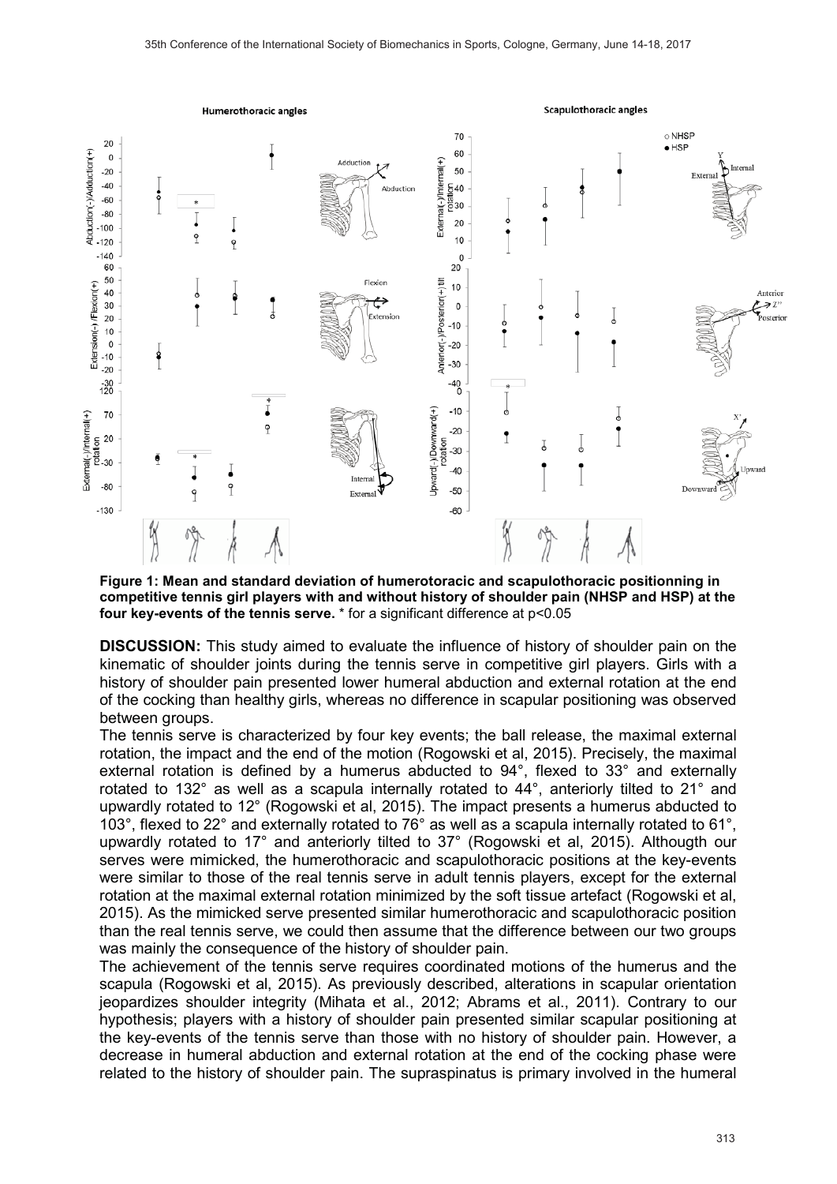**Figure 1: Mean and standard deviation of humerotoracic and scapulothoracic positionning in competitive tennis girl players with and without history of shoulder pain (NHSP and HSP) at the four key-events of the tennis serve.** * for a significant difference at p<0.05

**DISCUSSION:** This study aimed to evaluate the influence of history of shoulder pain on the kinematic of shoulder joints during the tennis serve in competitive girl players. Girls with a history of shoulder pain presented lower humeral abduction and external rotation at the end of the cocking than healthy girls, whereas no difference in scapular positioning was observed between groups.

The tennis serve is characterized by four key events; the ball release, the maximal external rotation, the impact and the end of the motion (Rogowski et al, 2015). Precisely, the maximal external rotation is defined by a humerus abducted to 94°, flexed to 33° and externally rotated to 132° as well as a scapula internally rotated to 44°, anteriorly tilted to 21° and upwardly rotated to 12° (Rogowski et al, 2015). The impact presents a humerus abducted to 103°, flexed to 22° and externally rotated to 76° as well as a scapula internally rotated to 61°, upwardly rotated to 17° and anteriorly tilted to 37° (Rogowski et al, 2015). Althougth our serves were mimicked, the humerothoracic and scapulothoracic positions at the key-events were similar to those of the real tennis serve in adult tennis players, except for the external rotation at the maximal external rotation minimized by the soft tissue artefact (Rogowski et al, 2015). As the mimicked serve presented similar humerothoracic and scapulothoracic position than the real tennis serve, we could then assume that the difference between our two groups was mainly the consequence of the history of shoulder pain.

The achievement of the tennis serve requires coordinated motions of the humerus and the scapula (Rogowski et al, 2015). As previously described, alterations in scapular orientation jeopardizes shoulder integrity (Mihata et al., 2012; Abrams et al., 2011). Contrary to our hypothesis; players with a history of shoulder pain presented similar scapular positioning at the key-events of the tennis serve than those with no history of shoulder pain. However, a decrease in humeral abduction and external rotation at the end of the cocking phase were related to the history of shoulder pain. The supraspinatus is primary involved in the humeral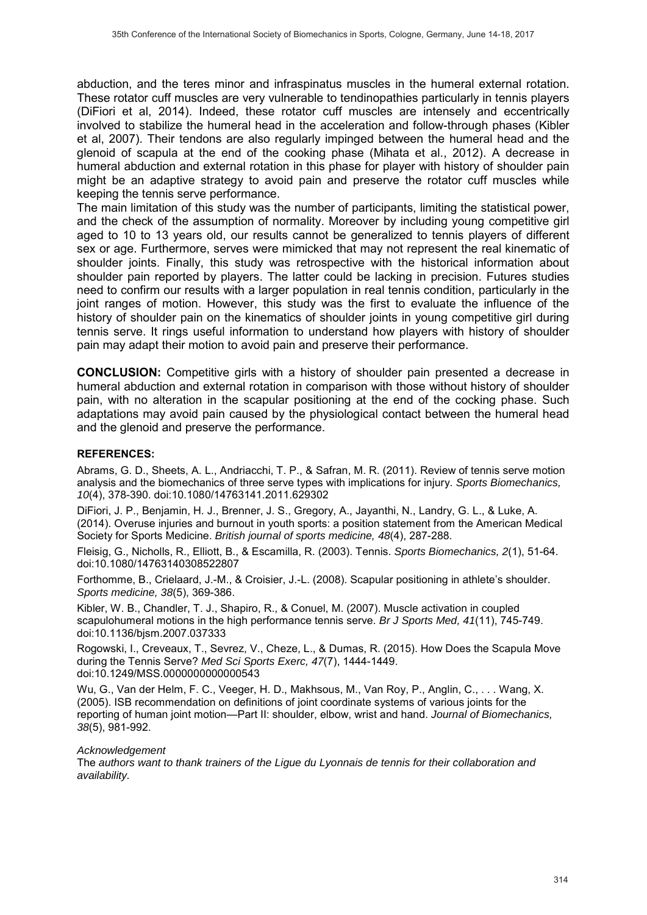abduction, and the teres minor and infraspinatus muscles in the humeral external rotation. These rotator cuff muscles are very vulnerable to tendinopathies particularly in tennis players (DiFiori et al, 2014). Indeed, these rotator cuff muscles are intensely and eccentrically involved to stabilize the humeral head in the acceleration and follow-through phases (Kibler et al, 2007). Their tendons are also regularly impinged between the humeral head and the glenoid of scapula at the end of the cooking phase (Mihata et al., 2012). A decrease in humeral abduction and external rotation in this phase for player with history of shoulder pain might be an adaptive strategy to avoid pain and preserve the rotator cuff muscles while keeping the tennis serve performance.

The main limitation of this study was the number of participants, limiting the statistical power, and the check of the assumption of normality. Moreover by including young competitive girl aged to 10 to 13 years old, our results cannot be generalized to tennis players of different sex or age. Furthermore, serves were mimicked that may not represent the real kinematic of shoulder joints. Finally, this study was retrospective with the historical information about shoulder pain reported by players. The latter could be lacking in precision. Futures studies need to confirm our results with a larger population in real tennis condition, particularly in the joint ranges of motion. However, this study was the first to evaluate the influence of the history of shoulder pain on the kinematics of shoulder joints in young competitive girl during tennis serve. It rings useful information to understand how players with history of shoulder pain may adapt their motion to avoid pain and preserve their performance.

**CONCLUSION:** Competitive girls with a history of shoulder pain presented a decrease in humeral abduction and external rotation in comparison with those without history of shoulder pain, with no alteration in the scapular positioning at the end of the cocking phase. Such adaptations may avoid pain caused by the physiological contact between the humeral head and the glenoid and preserve the performance.

**REFERENCES:**

Abrams, G. D., Sheets, A. L., Andriacchi, T. P., & Safran, M. R. (2011). Review of tennis serve motion analysis and the biomechanics of three serve types with implications for injury. *Sports Biomechanics, 10*(4), 378-390. doi:10.1080/14763141.2011.629302

DiFiori, J. P., Benjamin, H. J., Brenner, J. S., Gregory, A., Jayanthi, N., Landry, G. L., & Luke, A. (2014). Overuse injuries and burnout in youth sports: a position statement from the American Medical Society for Sports Medicine. *British journal of sports medicine, 48*(4), 287-288.

Fleisig, G., Nicholls, R., Elliott, B., & Escamilla, R. (2003). Tennis. *Sports Biomechanics, 2*(1), 51-64. doi:10.1080/14763140308522807

Forthomme, B., Crielaard, J.-M., & Croisier, J.-L. (2008). Scapular positioning in athlete's shoulder. *Sports medicine, 38*(5), 369-386.

Kibler, W. B., Chandler, T. J., Shapiro, R., & Conuel, M. (2007). Muscle activation in coupled scapulohumeral motions in the high performance tennis serve. *Br J Sports Med, 41*(11), 745-749. doi:10.1136/bjsm.2007.037333

Rogowski, I., Creveaux, T., Sevrez, V., Cheze, L., & Dumas, R. (2015). How Does the Scapula Move during the Tennis Serve? *Med Sci Sports Exerc, 47*(7), 1444-1449. doi:10.1249/MSS.0000000000000543

Wu, G., Van der Helm, F. C., Veeger, H. D., Makhsous, M., Van Roy, P., Anglin, C., . . . Wang, X. (2005). ISB recommendation on definitions of joint coordinate systems of various joints for the reporting of human joint motion—Part II: shoulder, elbow, wrist and hand. *Journal of Biomechanics, 38*(5), 981-992.

*Acknowledgement*

The *authors want to thank trainers of the Ligue du Lyonnais de tennis for their collaboration and availability.*